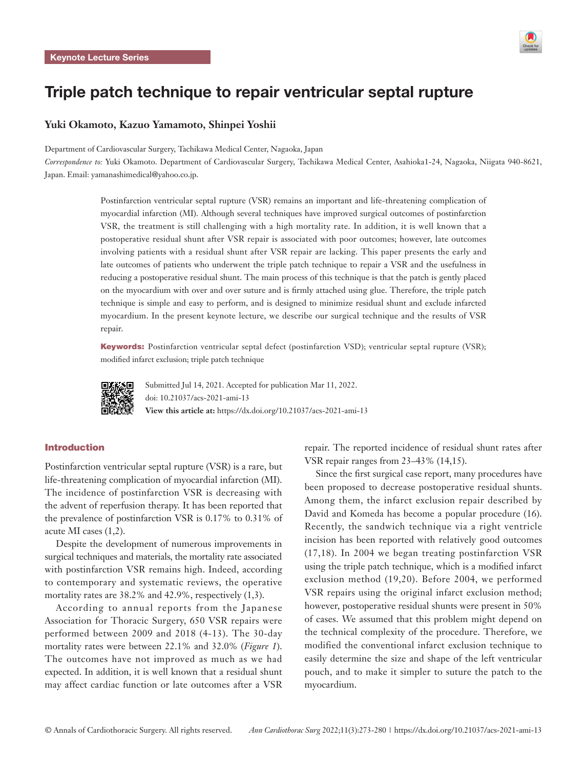Keynote Lecture Series

# Triple patch technique to repair ventricular septal rupture

**Yuki Okamoto, Kazuo Yamamoto, Shinpei Yoshii**

Department of Cardiovascular Surgery, Tachikawa Medical Center, Nagaoka, Japan

*Correspondence to:* Yuki Okamoto. Department of Cardiovascular Surgery, Tachikawa Medical Center, Asahioka1-24, Nagaoka, Niigata 940-8621, Japan. Email: yamanashimedical@yahoo.co.jp.

Postinfarction ventricular septal rupture (VSR) remains an important and life-threatening complication of myocardial infarction (MI). Although several techniques have improved surgical outcomes of postinfarction VSR, the treatment is still challenging with a high mortality rate. In addition, it is well known that a postoperative residual shunt after VSR repair is associated with poor outcomes; however, late outcomes involving patients with a residual shunt after VSR repair are lacking. This paper presents the early and late outcomes of patients who underwent the triple patch technique to repair a VSR and the usefulness in reducing a postoperative residual shunt. The main process of this technique is that the patch is gently placed on the myocardium with over and over suture and is firmly attached using glue. Therefore, the triple patch technique is simple and easy to perform, and is designed to minimize residual shunt and exclude infarcted myocardium. In the present keynote lecture, we describe our surgical technique and the results of VSR repair.

**Keywords:** Postinfarction ventricular septal defect (postinfarction VSD); ventricular septal rupture (VSR); modified infarct exclusion; triple patch technique

Submitted Jul 14, 2021. Accepted for publication Mar 11, 2022.
doi: 10.21037/acs-2021-ami-13
**View this article at:** https://dx.doi.org/10.21037/acs-2021-ami-13

## Introduction

Postinfarction ventricular septal rupture (VSR) is a rare, but life-threatening complication of myocardial infarction (MI). The incidence of postinfarction VSR is decreasing with the advent of reperfusion therapy. It has been reported that the prevalence of postinfarction VSR is 0.17% to 0.31% of acute MI cases (1,2).

Despite the development of numerous improvements in surgical techniques and materials, the mortality rate associated with postinfarction VSR remains high. Indeed, according to contemporary and systematic reviews, the operative mortality rates are 38.2% and 42.9%, respectively (1,3).

According to annual reports from the Japanese Association for Thoracic Surgery, 650 VSR repairs were performed between 2009 and 2018 (4-13). The 30-day mortality rates were between 22.1% and 32.0% (*Figure 1*). The outcomes have not improved as much as we had expected. In addition, it is well known that a residual shunt may affect cardiac function or late outcomes after a VSR repair. The reported incidence of residual shunt rates after VSR repair ranges from 23–43% (14,15).

Since the first surgical case report, many procedures have been proposed to decrease postoperative residual shunts. Among them, the infarct exclusion repair described by David and Komeda has become a popular procedure (16). Recently, the sandwich technique via a right ventricle incision has been reported with relatively good outcomes (17,18). In 2004 we began treating postinfarction VSR using the triple patch technique, which is a modified infarct exclusion method (19,20). Before 2004, we performed VSR repairs using the original infarct exclusion method; however, postoperative residual shunts were present in 50% of cases. We assumed that this problem might depend on the technical complexity of the procedure. Therefore, we modified the conventional infarct exclusion technique to easily determine the size and shape of the left ventricular pouch, and to make it simpler to suture the patch to the myocardium.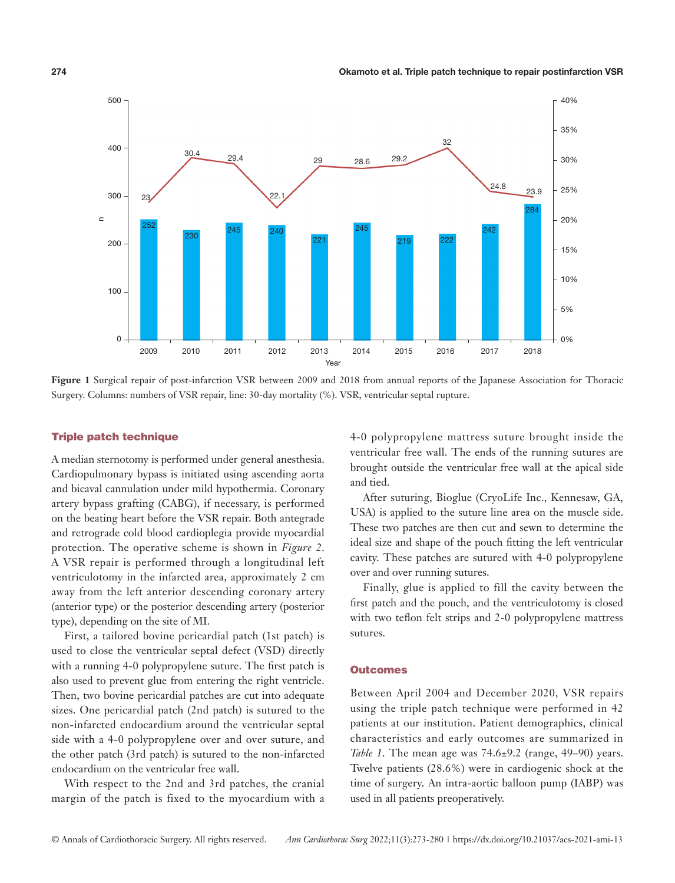**Figure 1** Surgical repair of post-infarction VSR between 2009 and 2018 from annual reports of the Japanese Association for Thoracic Surgery. Columns: numbers of VSR repair, line: 30-day mortality (%). VSR, ventricular septal rupture.

## Triple patch technique

A median sternotomy is performed under general anesthesia. Cardiopulmonary bypass is initiated using ascending aorta and bicaval cannulation under mild hypothermia. Coronary artery bypass grafting (CABG), if necessary, is performed on the beating heart before the VSR repair. Both antegrade and retrograde cold blood cardioplegia provide myocardial protection. The operative scheme is shown in *Figure 2*. A VSR repair is performed through a longitudinal left ventriculotomy in the infarcted area, approximately 2 cm away from the left anterior descending coronary artery (anterior type) or the posterior descending artery (posterior type), depending on the site of MI.

First, a tailored bovine pericardial patch (1st patch) is used to close the ventricular septal defect (VSD) directly with a running 4-0 polypropylene suture. The first patch is also used to prevent glue from entering the right ventricle. Then, two bovine pericardial patches are cut into adequate sizes. One pericardial patch (2nd patch) is sutured to the non-infarcted endocardium around the ventricular septal side with a 4-0 polypropylene over and over suture, and the other patch (3rd patch) is sutured to the non-infarcted endocardium on the ventricular free wall.

With respect to the 2nd and 3rd patches, the cranial margin of the patch is fixed to the myocardium with a 4-0 polypropylene mattress suture brought inside the ventricular free wall. The ends of the running sutures are brought outside the ventricular free wall at the apical side and tied.

After suturing, Bioglue (CryoLife Inc., Kennesaw, GA, USA) is applied to the suture line area on the muscle side. These two patches are then cut and sewn to determine the ideal size and shape of the pouch fitting the left ventricular cavity. These patches are sutured with 4-0 polypropylene over and over running sutures.

Finally, glue is applied to fill the cavity between the first patch and the pouch, and the ventriculotomy is closed with two teflon felt strips and 2-0 polypropylene mattress sutures.

## Outcomes

Between April 2004 and December 2020, VSR repairs using the triple patch technique were performed in 42 patients at our institution. Patient demographics, clinical characteristics and early outcomes are summarized in *Table 1*. The mean age was 74.6±9.2 (range, 49–90) years. Twelve patients (28.6%) were in cardiogenic shock at the time of surgery. An intra-aortic balloon pump (IABP) was used in all patients preoperatively.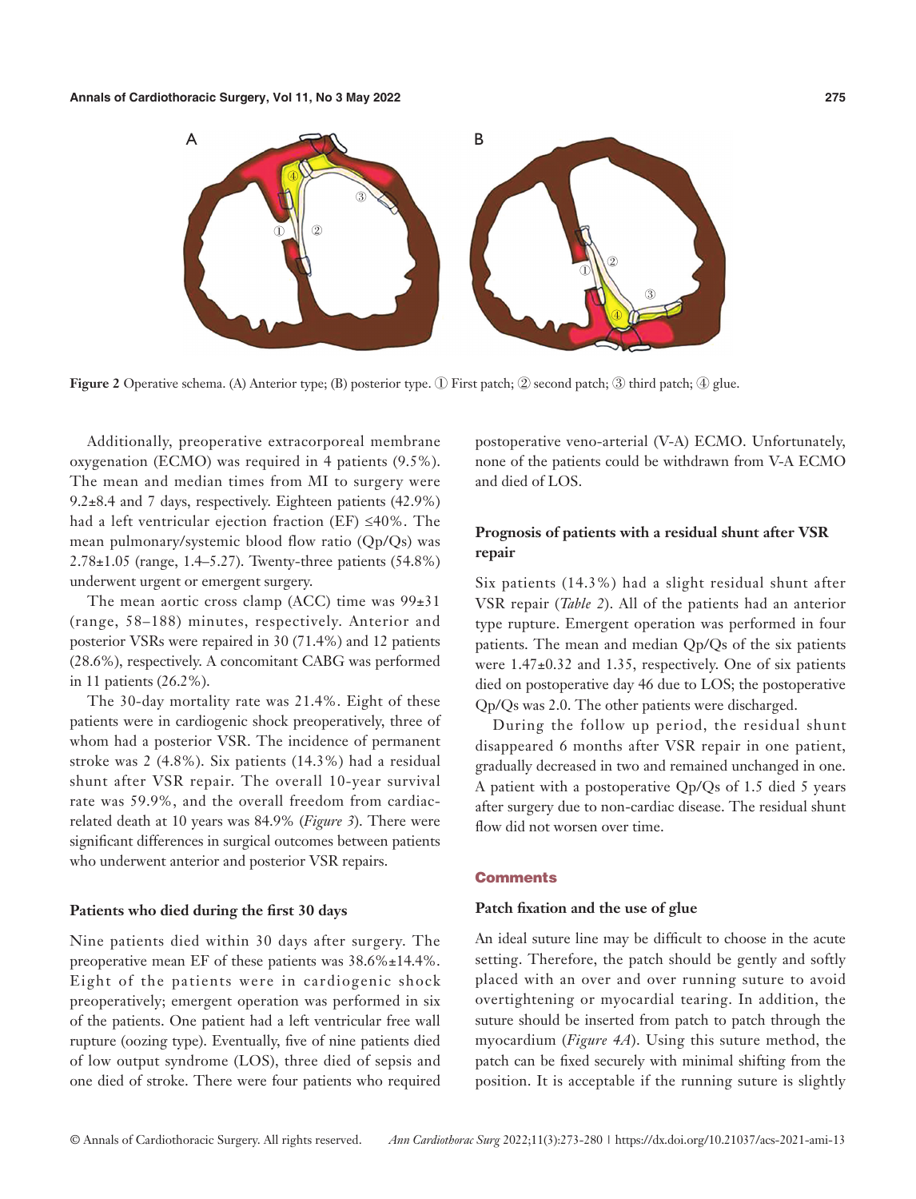Figure 2 Operative schema. (A) Anterior type; (B) posterior type. ① First patch; ② second patch; ③ third patch; ④ glue.

Additionally, preoperative extracorporeal membrane oxygenation (ECMO) was required in 4 patients (9.5%). The mean and median times from MI to surgery were 9.2±8.4 and 7 days, respectively. Eighteen patients (42.9%) had a left ventricular ejection fraction (EF) ≤40%. The mean pulmonary/systemic blood flow ratio (Qp/Qs) was 2.78±1.05 (range, 1.4–5.27). Twenty-three patients (54.8%) underwent urgent or emergent surgery.

The mean aortic cross clamp (ACC) time was 99±31 (range, 58–188) minutes, respectively. Anterior and posterior VSRs were repaired in 30 (71.4%) and 12 patients (28.6%), respectively. A concomitant CABG was performed in 11 patients (26.2%).

The 30-day mortality rate was 21.4%. Eight of these patients were in cardiogenic shock preoperatively, three of whom had a posterior VSR. The incidence of permanent stroke was 2 (4.8%). Six patients (14.3%) had a residual shunt after VSR repair. The overall 10-year survival rate was 59.9%, and the overall freedom from cardiac-related death at 10 years was 84.9% (*Figure 3*). There were significant differences in surgical outcomes between patients who underwent anterior and posterior VSR repairs.

### Patients who died during the first 30 days

Nine patients died within 30 days after surgery. The preoperative mean EF of these patients was 38.6%±14.4%. Eight of the patients were in cardiogenic shock preoperatively; emergent operation was performed in six of the patients. One patient had a left ventricular free wall rupture (oozing type). Eventually, five of nine patients died of low output syndrome (LOS), three died of sepsis and one died of stroke. There were four patients who required postoperative veno-arterial (V-A) ECMO. Unfortunately, none of the patients could be withdrawn from V-A ECMO and died of LOS.

### Prognosis of patients with a residual shunt after VSR repair

Six patients (14.3%) had a slight residual shunt after VSR repair (*Table 2*). All of the patients had an anterior type rupture. Emergent operation was performed in four patients. The mean and median Qp/Qs of the six patients were 1.47±0.32 and 1.35, respectively. One of six patients died on postoperative day 46 due to LOS; the postoperative Qp/Qs was 2.0. The other patients were discharged.

During the follow up period, the residual shunt disappeared 6 months after VSR repair in one patient, gradually decreased in two and remained unchanged in one. A patient with a postoperative Qp/Qs of 1.5 died 5 years after surgery due to non-cardiac disease. The residual shunt flow did not worsen over time.

## Comments

### Patch fixation and the use of glue

An ideal suture line may be difficult to choose in the acute setting. Therefore, the patch should be gently and softly placed with an over and over running suture to avoid overtightening or myocardial tearing. In addition, the suture should be inserted from patch to patch through the myocardium (*Figure 4A*). Using this suture method, the patch can be fixed securely with minimal shifting from the position. It is acceptable if the running suture is slightly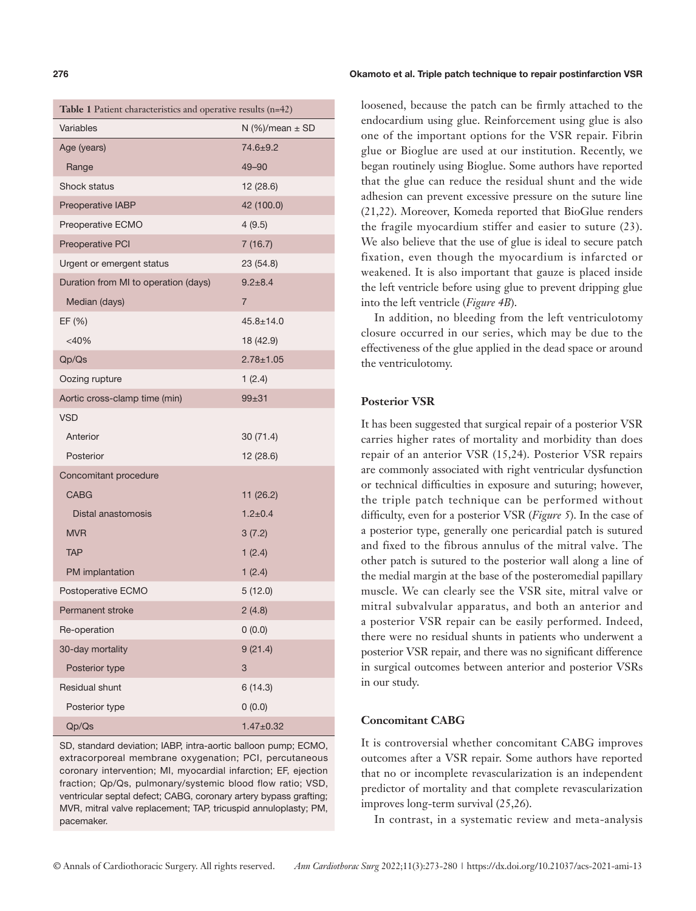**Table 1** Patient characteristics and operative results (n=42)

| Variables | N (%)/mean ± SD |
|---|---|
| Age (years) | 74.6±9.2 |
| Range | 49–90 |
| Shock status | 12 (28.6) |
| Preoperative IABP | 42 (100.0) |
| Preoperative ECMO | 4 (9.5) |
| Preoperative PCI | 7 (16.7) |
| Urgent or emergent status | 23 (54.8) |
| Duration from MI to operation (days) | 9.2±8.4 |
| Median (days) | 7 |
| EF (%) | 45.8±14.0 |
| <40% | 18 (42.9) |
| Qp/Qs | 2.78±1.05 |
| Oozing rupture | 1 (2.4) |
| Aortic cross-clamp time (min) | 99±31 |
| VSD | |
| Anterior | 30 (71.4) |
| Posterior | 12 (28.6) |
| Concomitant procedure | |
| CABG | 11 (26.2) |
| Distal anastomosis | 1.2±0.4 |
| MVR | 3 (7.2) |
| TAP | 1 (2.4) |
| PM implantation | 1 (2.4) |
| Postoperative ECMO | 5 (12.0) |
| Permanent stroke | 2 (4.8) |
| Re-operation | 0 (0.0) |
| 30-day mortality | 9 (21.4) |
| Posterior type | 3 |
| Residual shunt | 6 (14.3) |
| Posterior type | 0 (0.0) |
| Qp/Qs | 1.47±0.32 |

SD, standard deviation; IABP, intra-aortic balloon pump; ECMO, extracorporeal membrane oxygenation; PCI, percutaneous coronary intervention; MI, myocardial infarction; EF, ejection fraction; Qp/Qs, pulmonary/systemic blood flow ratio; VSD, ventricular septal defect; CABG, coronary artery bypass grafting; MVR, mitral valve replacement; TAP, tricuspid annuloplasty; PM, pacemaker.

loosened, because the patch can be firmly attached to the endocardium using glue. Reinforcement using glue is also one of the important options for the VSR repair. Fibrin glue or Bioglue are used at our institution. Recently, we began routinely using Bioglue. Some authors have reported that the glue can reduce the residual shunt and the wide adhesion can prevent excessive pressure on the suture line (21,22). Moreover, Komeda reported that BioGlue renders the fragile myocardium stiffer and easier to suture (23). We also believe that the use of glue is ideal to secure patch fixation, even though the myocardium is infarcted or weakened. It is also important that gauze is placed inside the left ventricle before using glue to prevent dripping glue into the left ventricle (*Figure 4B*).

In addition, no bleeding from the left ventriculotomy closure occurred in our series, which may be due to the effectiveness of the glue applied in the dead space or around the ventriculotomy.

### Posterior VSR

It has been suggested that surgical repair of a posterior VSR carries higher rates of mortality and morbidity than does repair of an anterior VSR (15,24). Posterior VSR repairs are commonly associated with right ventricular dysfunction or technical difficulties in exposure and suturing; however, the triple patch technique can be performed without difficulty, even for a posterior VSR (*Figure 5*). In the case of a posterior type, generally one pericardial patch is sutured and fixed to the fibrous annulus of the mitral valve. The other patch is sutured to the posterior wall along a line of the medial margin at the base of the posteromedial papillary muscle. We can clearly see the VSR site, mitral valve or mitral subvalvular apparatus, and both an anterior and a posterior VSR repair can be easily performed. Indeed, there were no residual shunts in patients who underwent a posterior VSR repair, and there was no significant difference in surgical outcomes between anterior and posterior VSRs in our study.

### Concomitant CABG

It is controversial whether concomitant CABG improves outcomes after a VSR repair. Some authors have reported that no or incomplete revascularization is an independent predictor of mortality and that complete revascularization improves long-term survival (25,26).

In contrast, in a systematic review and meta-analysis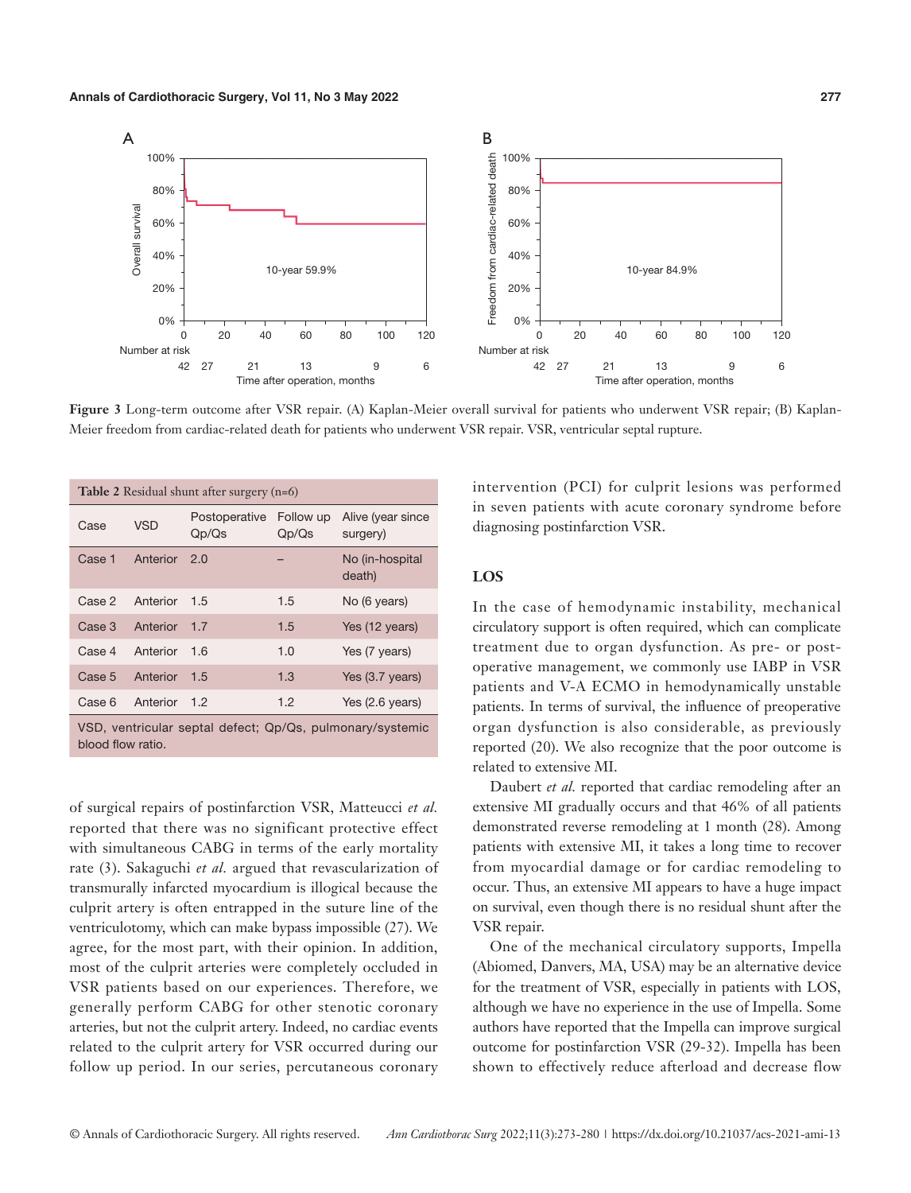Figure 3 Long-term outcome after VSR repair. (A) Kaplan-Meier overall survival for patients who underwent VSR repair; (B) Kaplan-Meier freedom from cardiac-related death for patients who underwent VSR repair. VSR, ventricular septal rupture.

**Table 2** Residual shunt after surgery (n=6)

| Case | VSD | Postoperative Qp/Qs | Follow up Qp/Qs | Alive (year since surgery) |
|---|---|---|---|---|
| Case 1 | Anterior | 2.0 | – | No (in-hospital death) |
| Case 2 | Anterior | 1.5 | 1.5 | No (6 years) |
| Case 3 | Anterior | 1.7 | 1.5 | Yes (12 years) |
| Case 4 | Anterior | 1.6 | 1.0 | Yes (7 years) |
| Case 5 | Anterior | 1.5 | 1.3 | Yes (3.7 years) |
| Case 6 | Anterior | 1.2 | 1.2 | Yes (2.6 years) |

VSD, ventricular septal defect; Qp/Qs, pulmonary/systemic blood flow ratio.

of surgical repairs of postinfarction VSR, Matteucci *et al.* reported that there was no significant protective effect with simultaneous CABG in terms of the early mortality rate (3). Sakaguchi *et al.* argued that revascularization of transmurally infarcted myocardium is illogical because the culprit artery is often entrapped in the suture line of the ventriculotomy, which can make bypass impossible (27). We agree, for the most part, with their opinion. In addition, most of the culprit arteries were completely occluded in VSR patients based on our experiences. Therefore, we generally perform CABG for other stenotic coronary arteries, but not the culprit artery. Indeed, no cardiac events related to the culprit artery for VSR occurred during our follow up period. In our series, percutaneous coronary intervention (PCI) for culprit lesions was performed in seven patients with acute coronary syndrome before diagnosing postinfarction VSR.

## LOS

In the case of hemodynamic instability, mechanical circulatory support is often required, which can complicate treatment due to organ dysfunction. As pre- or postoperative management, we commonly use IABP in VSR patients and V-A ECMO in hemodynamically unstable patients. In terms of survival, the influence of preoperative organ dysfunction is also considerable, as previously reported (20). We also recognize that the poor outcome is related to extensive MI.

Daubert *et al.* reported that cardiac remodeling after an extensive MI gradually occurs and that 46% of all patients demonstrated reverse remodeling at 1 month (28). Among patients with extensive MI, it takes a long time to recover from myocardial damage or for cardiac remodeling to occur. Thus, an extensive MI appears to have a huge impact on survival, even though there is no residual shunt after the VSR repair.

One of the mechanical circulatory supports, Impella (Abiomed, Danvers, MA, USA) may be an alternative device for the treatment of VSR, especially in patients with LOS, although we have no experience in the use of Impella. Some authors have reported that the Impella can improve surgical outcome for postinfarction VSR (29-32). Impella has been shown to effectively reduce afterload and decrease flow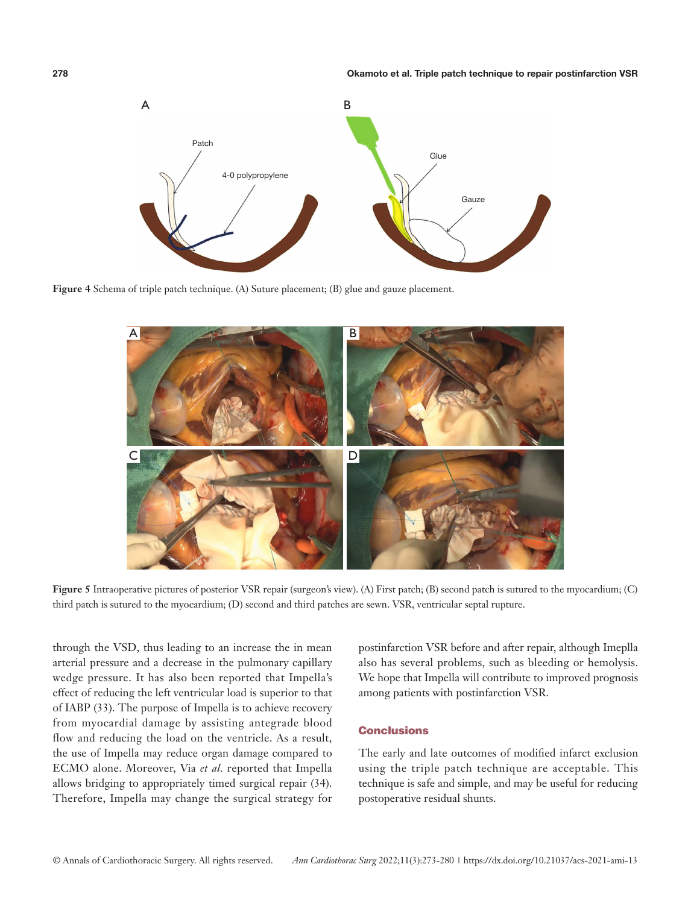Figure 4 Schema of triple patch technique. (A) Suture placement; (B) glue and gauze placement.

Figure 5 Intraoperative pictures of posterior VSR repair (surgeon's view). (A) First patch; (B) second patch is sutured to the myocardium; (C) third patch is sutured to the myocardium; (D) second and third patches are sewn. VSR, ventricular septal rupture.

through the VSD, thus leading to an increase the in mean arterial pressure and a decrease in the pulmonary capillary wedge pressure. It has also been reported that Impella's effect of reducing the left ventricular load is superior to that of IABP (33). The purpose of Impella is to achieve recovery from myocardial damage by assisting antegrade blood flow and reducing the load on the ventricle. As a result, the use of Impella may reduce organ damage compared to ECMO alone. Moreover, Via *et al.* reported that Impella allows bridging to appropriately timed surgical repair (34). Therefore, Impella may change the surgical strategy for postinfarction VSR before and after repair, although Imeplla also has several problems, such as bleeding or hemolysis. We hope that Impella will contribute to improved prognosis among patients with postinfarction VSR.

## Conclusions

The early and late outcomes of modified infarct exclusion using the triple patch technique are acceptable. This technique is safe and simple, and may be useful for reducing postoperative residual shunts.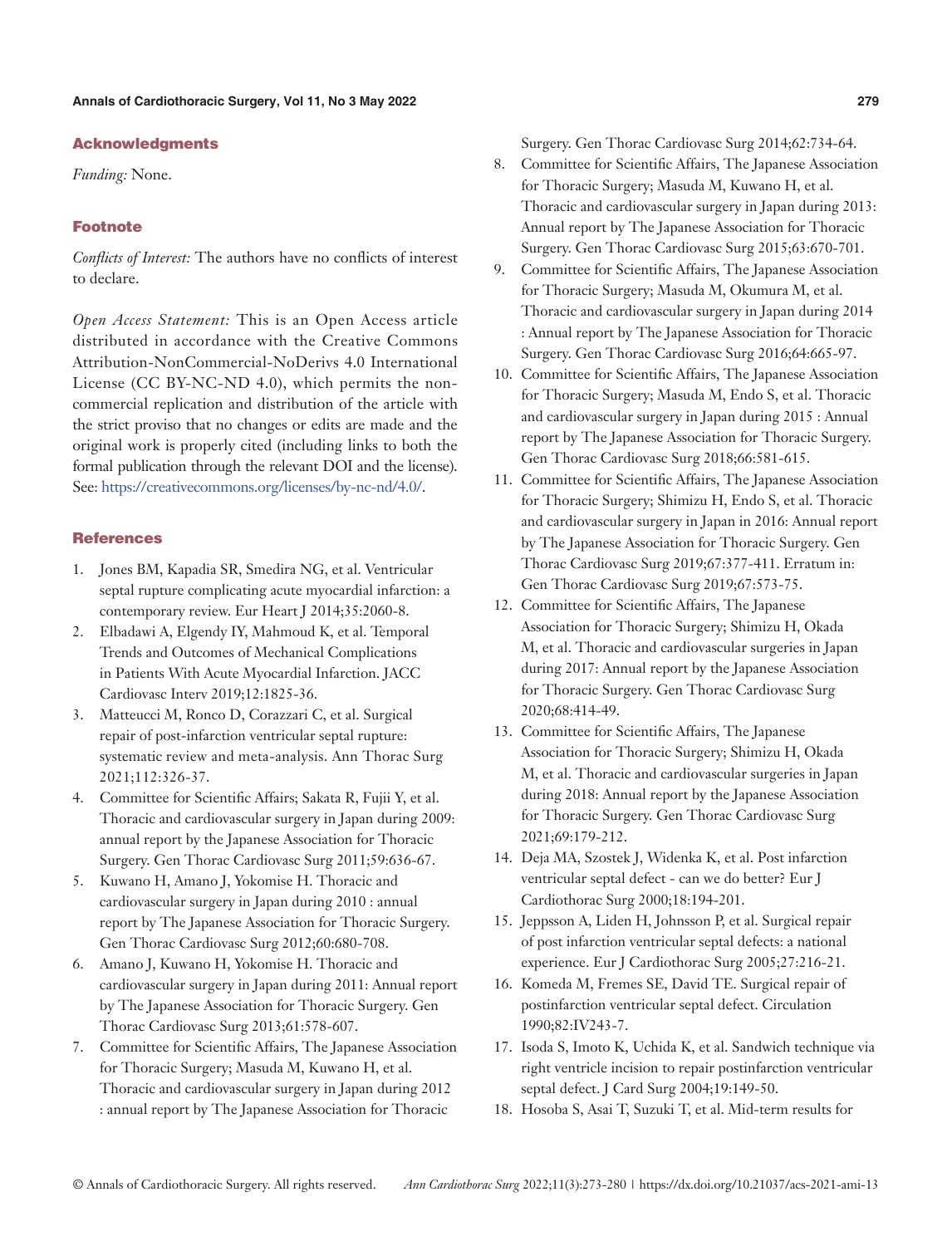## Acknowledgments

*Funding:* None.

## Footnote

*Conflicts of Interest:* The authors have no conflicts of interest to declare.

*Open Access Statement:* This is an Open Access article distributed in accordance with the Creative Commons Attribution-NonCommercial-NoDerivs 4.0 International License (CC BY-NC-ND 4.0), which permits the non-commercial replication and distribution of the article with the strict proviso that no changes or edits are made and the original work is properly cited (including links to both the formal publication through the relevant DOI and the license). See: https://creativecommons.org/licenses/by-nc-nd/4.0/.

## References

1. Jones BM, Kapadia SR, Smedira NG, et al. Ventricular septal rupture complicating acute myocardial infarction: a contemporary review. Eur Heart J 2014;35:2060-8.
2. Elbadawi A, Elgendy IY, Mahmoud K, et al. Temporal Trends and Outcomes of Mechanical Complications in Patients With Acute Myocardial Infarction. JACC Cardiovasc Interv 2019;12:1825-36.
3. Matteucci M, Ronco D, Corazzari C, et al. Surgical repair of post-infarction ventricular septal rupture: systematic review and meta-analysis. Ann Thorac Surg 2021;112:326-37.
4. Committee for Scientific Affairs; Sakata R, Fujii Y, et al. Thoracic and cardiovascular surgery in Japan during 2009: annual report by the Japanese Association for Thoracic Surgery. Gen Thorac Cardiovasc Surg 2011;59:636-67.
5. Kuwano H, Amano J, Yokomise H. Thoracic and cardiovascular surgery in Japan during 2010 : annual report by The Japanese Association for Thoracic Surgery. Gen Thorac Cardiovasc Surg 2012;60:680-708.
6. Amano J, Kuwano H, Yokomise H. Thoracic and cardiovascular surgery in Japan during 2011: Annual report by The Japanese Association for Thoracic Surgery. Gen Thorac Cardiovasc Surg 2013;61:578-607.
7. Committee for Scientific Affairs, The Japanese Association for Thoracic Surgery; Masuda M, Kuwano H, et al. Thoracic and cardiovascular surgery in Japan during 2012 : annual report by The Japanese Association for Thoracic Surgery. Gen Thorac Cardiovasc Surg 2014;62:734-64.
8. Committee for Scientific Affairs, The Japanese Association for Thoracic Surgery; Masuda M, Kuwano H, et al. Thoracic and cardiovascular surgery in Japan during 2013: Annual report by The Japanese Association for Thoracic Surgery. Gen Thorac Cardiovasc Surg 2015;63:670-701.
9. Committee for Scientific Affairs, The Japanese Association for Thoracic Surgery; Masuda M, Okumura M, et al. Thoracic and cardiovascular surgery in Japan during 2014 : Annual report by The Japanese Association for Thoracic Surgery. Gen Thorac Cardiovasc Surg 2016;64:665-97.
10. Committee for Scientific Affairs, The Japanese Association for Thoracic Surgery; Masuda M, Endo S, et al. Thoracic and cardiovascular surgery in Japan during 2015 : Annual report by The Japanese Association for Thoracic Surgery. Gen Thorac Cardiovasc Surg 2018;66:581-615.
11. Committee for Scientific Affairs, The Japanese Association for Thoracic Surgery; Shimizu H, Endo S, et al. Thoracic and cardiovascular surgery in Japan in 2016: Annual report by The Japanese Association for Thoracic Surgery. Gen Thorac Cardiovasc Surg 2019;67:377-411. Erratum in: Gen Thorac Cardiovasc Surg 2019;67:573-75.
12. Committee for Scientific Affairs, The Japanese Association for Thoracic Surgery; Shimizu H, Okada M, et al. Thoracic and cardiovascular surgeries in Japan during 2017: Annual report by the Japanese Association for Thoracic Surgery. Gen Thorac Cardiovasc Surg 2020;68:414-49.
13. Committee for Scientific Affairs, The Japanese Association for Thoracic Surgery; Shimizu H, Okada M, et al. Thoracic and cardiovascular surgeries in Japan during 2018: Annual report by the Japanese Association for Thoracic Surgery. Gen Thorac Cardiovasc Surg 2021;69:179-212.
14. Deja MA, Szostek J, Widenka K, et al. Post infarction ventricular septal defect - can we do better? Eur J Cardiothorac Surg 2000;18:194-201.
15. Jeppsson A, Liden H, Johnsson P, et al. Surgical repair of post infarction ventricular septal defects: a national experience. Eur J Cardiothorac Surg 2005;27:216-21.
16. Komeda M, Fremes SE, David TE. Surgical repair of postinfarction ventricular septal defect. Circulation 1990;82:IV243-7.
17. Isoda S, Imoto K, Uchida K, et al. Sandwich technique via right ventricle incision to repair postinfarction ventricular septal defect. J Card Surg 2004;19:149-50.
18. Hosoba S, Asai T, Suzuki T, et al. Mid-term results for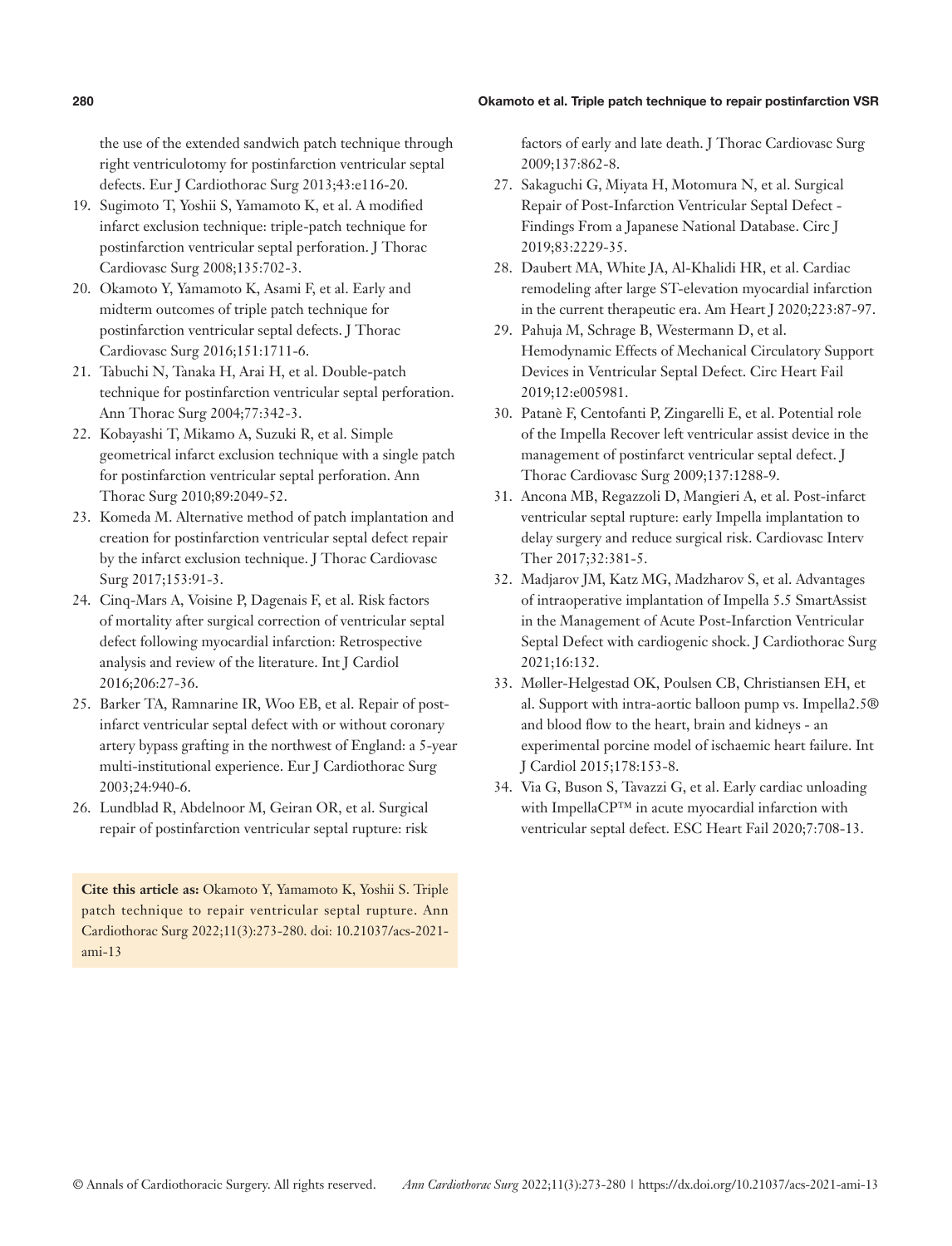the use of the extended sandwich patch technique through right ventriculotomy for postinfarction ventricular septal defects. Eur J Cardiothorac Surg 2013;43:e116-20.

19. Sugimoto T, Yoshii S, Yamamoto K, et al. A modified infarct exclusion technique: triple-patch technique for postinfarction ventricular septal perforation. J Thorac Cardiovasc Surg 2008;135:702-3.
20. Okamoto Y, Yamamoto K, Asami F, et al. Early and midterm outcomes of triple patch technique for postinfarction ventricular septal defects. J Thorac Cardiovasc Surg 2016;151:1711-6.
21. Tabuchi N, Tanaka H, Arai H, et al. Double-patch technique for postinfarction ventricular septal perforation. Ann Thorac Surg 2004;77:342-3.
22. Kobayashi T, Mikamo A, Suzuki R, et al. Simple geometrical infarct exclusion technique with a single patch for postinfarction ventricular septal perforation. Ann Thorac Surg 2010;89:2049-52.
23. Komeda M. Alternative method of patch implantation and creation for postinfarction ventricular septal defect repair by the infarct exclusion technique. J Thorac Cardiovasc Surg 2017;153:91-3.
24. Cinq-Mars A, Voisine P, Dagenais F, et al. Risk factors of mortality after surgical correction of ventricular septal defect following myocardial infarction: Retrospective analysis and review of the literature. Int J Cardiol 2016;206:27-36.
25. Barker TA, Ramnarine IR, Woo EB, et al. Repair of post-infarct ventricular septal defect with or without coronary artery bypass grafting in the northwest of England: a 5-year multi-institutional experience. Eur J Cardiothorac Surg 2003;24:940-6.
26. Lundblad R, Abdelnoor M, Geiran OR, et al. Surgical repair of postinfarction ventricular septal rupture: risk factors of early and late death. J Thorac Cardiovasc Surg 2009;137:862-8.
27. Sakaguchi G, Miyata H, Motomura N, et al. Surgical Repair of Post-Infarction Ventricular Septal Defect - Findings From a Japanese National Database. Circ J 2019;83:2229-35.
28. Daubert MA, White JA, Al-Khalidi HR, et al. Cardiac remodeling after large ST-elevation myocardial infarction in the current therapeutic era. Am Heart J 2020;223:87-97.
29. Pahuja M, Schrage B, Westermann D, et al. Hemodynamic Effects of Mechanical Circulatory Support Devices in Ventricular Septal Defect. Circ Heart Fail 2019;12:e005981.
30. Patanè F, Centofanti P, Zingarelli E, et al. Potential role of the Impella Recover left ventricular assist device in the management of postinfarct ventricular septal defect. J Thorac Cardiovasc Surg 2009;137:1288-9.
31. Ancona MB, Regazzoli D, Mangieri A, et al. Post-infarct ventricular septal rupture: early Impella implantation to delay surgery and reduce surgical risk. Cardiovasc Interv Ther 2017;32:381-5.
32. Madjarov JM, Katz MG, Madzharov S, et al. Advantages of intraoperative implantation of Impella 5.5 SmartAssist in the Management of Acute Post-Infarction Ventricular Septal Defect with cardiogenic shock. J Cardiothorac Surg 2021;16:132.
33. Møller-Helgestad OK, Poulsen CB, Christiansen EH, et al. Support with intra-aortic balloon pump vs. Impella2.5® and blood flow to the heart, brain and kidneys - an experimental porcine model of ischaemic heart failure. Int J Cardiol 2015;178:153-8.
34. Via G, Buson S, Tavazzi G, et al. Early cardiac unloading with ImpellaCP™ in acute myocardial infarction with ventricular septal defect. ESC Heart Fail 2020;7:708-13.

**Cite this article as:** Okamoto Y, Yamamoto K, Yoshii S. Triple patch technique to repair ventricular septal rupture. Ann Cardiothorac Surg 2022;11(3):273-280. doi: 10.21037/acs-2021-ami-13